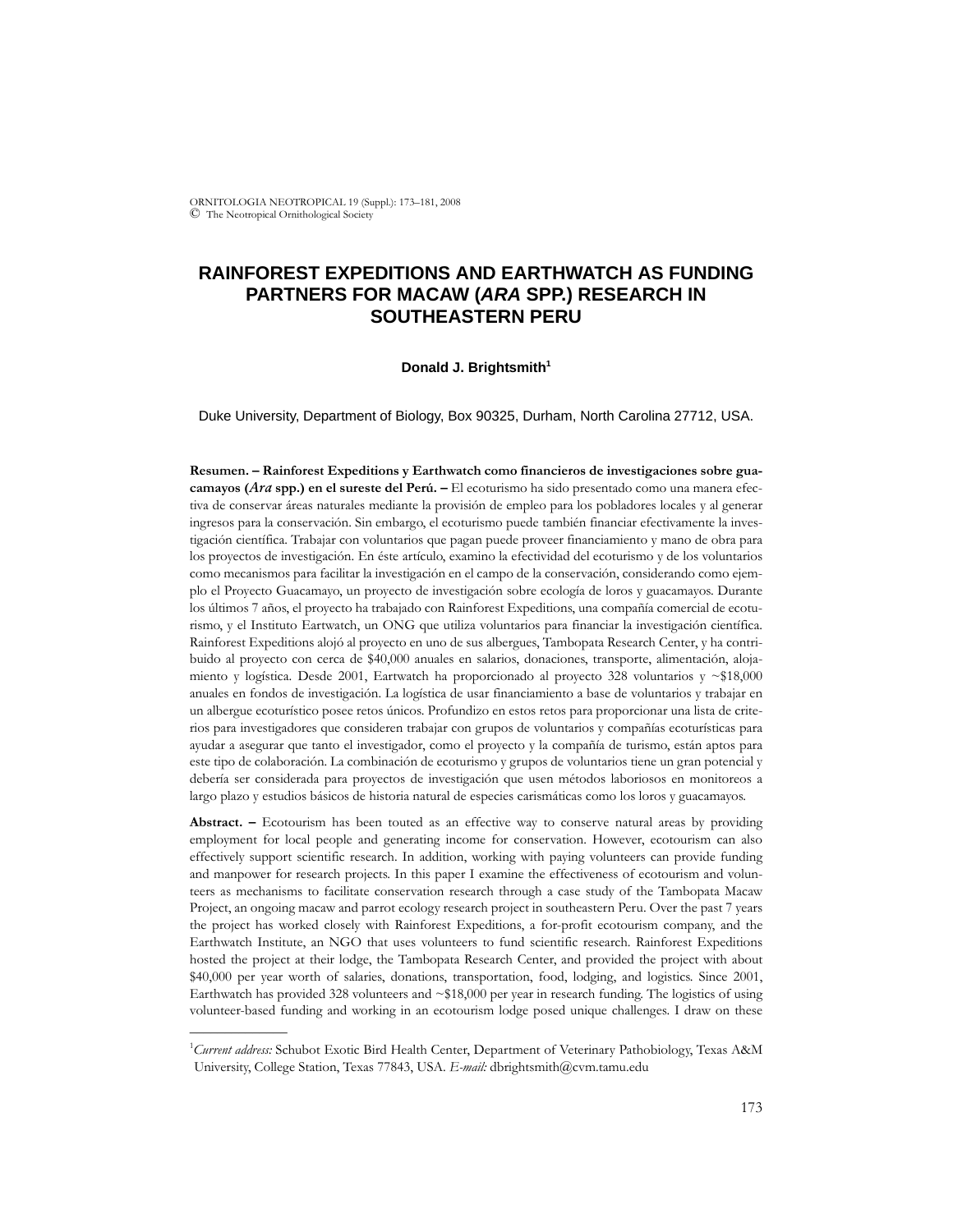# RAINFOREST EXPEDITIONS AND EARTHWATCH AS FUNDING PARTNERS FOR MACAW (*ARA* SPP.) RESEARCH IN SOUTHEASTERN PERU

**Donald J. Brightsmith[1]**

Duke University, Department of Biology, Box 90325, Durham, North Carolina 27712, USA.

**Resumen. – Rainforest Expeditions y Earthwatch como financieros de investigaciones sobre guacamayos (*Ara* spp.) en el sureste del Perú. –** El ecoturismo ha sido presentado como una manera efectiva de conservar áreas naturales mediante la provisión de empleo para los pobladores locales y al generar ingresos para la conservación. Sin embargo, el ecoturismo puede también financiar efectivamente la investigación científica. Trabajar con voluntarios que pagan puede proveer financiamiento y mano de obra para los proyectos de investigación. En éste artículo, examino la efectividad del ecoturismo y de los voluntarios como mecanismos para facilitar la investigación en el campo de la conservación, considerando como ejemplo el Proyecto Guacamayo, un proyecto de investigación sobre ecología de loros y guacamayos. Durante los últimos 7 años, el proyecto ha trabajado con Rainforest Expeditions, una compañía comercial de ecoturismo, y el Instituto Eartwatch, un ONG que utiliza voluntarios para financiar la investigación científica. Rainforest Expeditions alojó al proyecto en uno de sus albergues, Tambopata Research Center, y ha contribuido al proyecto con cerca de $40,000 anuales en salarios, donaciones, transporte, alimentación, alojamiento y logística. Desde 2001, Eartwatch ha proporcionado al proyecto 328 voluntarios y ~$18,000 anuales en fondos de investigación. La logística de usar financiamiento a base de voluntarios y trabajar en un albergue ecoturístico posee retos únicos. Profundizo en estos retos para proporcionar una lista de criterios para investigadores que consideren trabajar con grupos de voluntarios y compañías ecoturísticas para ayudar a asegurar que tanto el investigador, como el proyecto y la compañía de turismo, están aptos para este tipo de colaboración. La combinación de ecoturismo y grupos de voluntarios tiene un gran potencial y debería ser considerada para proyectos de investigación que usen métodos laboriosos en monitoreos a largo plazo y estudios básicos de historia natural de especies carismáticas como los loros y guacamayos.

**Abstract. –** Ecotourism has been touted as an effective way to conserve natural areas by providing employment for local people and generating income for conservation. However, ecotourism can also effectively support scientific research. In addition, working with paying volunteers can provide funding and manpower for research projects. In this paper I examine the effectiveness of ecotourism and volunteers as mechanisms to facilitate conservation research through a case study of the Tambopata Macaw Project, an ongoing macaw and parrot ecology research project in southeastern Peru. Over the past 7 years the project has worked closely with Rainforest Expeditions, a for-profit ecotourism company, and the Earthwatch Institute, an NGO that uses volunteers to fund scientific research. Rainforest Expeditions hosted the project at their lodge, the Tambopata Research Center, and provided the project with about $40,000 per year worth of salaries, donations, transportation, food, lodging, and logistics. Since 2001, Earthwatch has provided 328 volunteers and ~$18,000 per year in research funding. The logistics of using volunteer-based funding and working in an ecotourism lodge posed unique challenges. I draw on these

---

[1]*Current address:* Schubot Exotic Bird Health Center, Department of Veterinary Pathobiology, Texas A&M University, College Station, Texas 77843, USA. *E-mail:* dbrightsmith@cvm.tamu.edu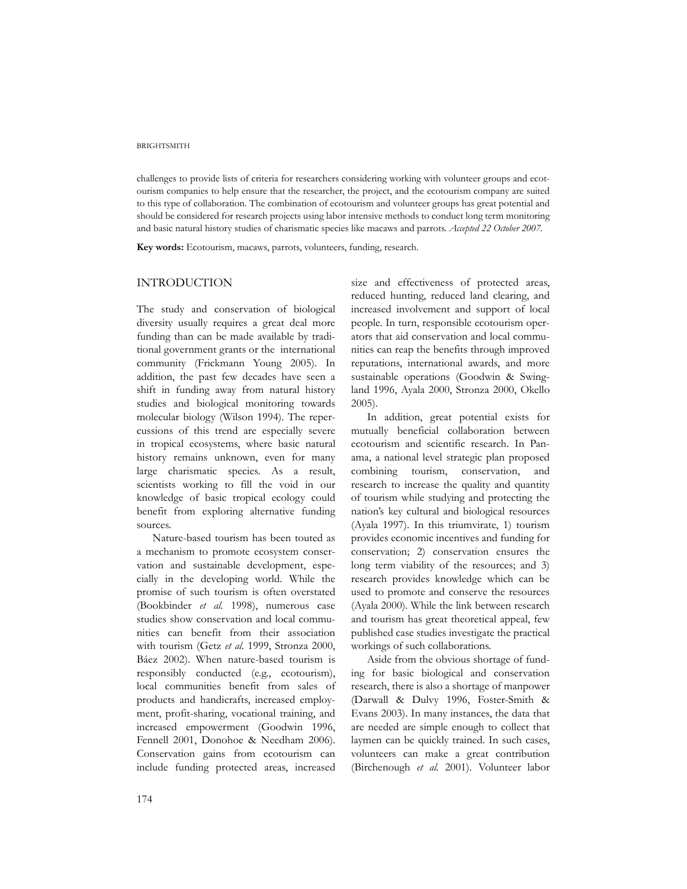challenges to provide lists of criteria for researchers considering working with volunteer groups and ecotourism companies to help ensure that the researcher, the project, and the ecotourism company are suited to this type of collaboration. The combination of ecotourism and volunteer groups has great potential and should be considered for research projects using labor intensive methods to conduct long term monitoring and basic natural history studies of charismatic species like macaws and parrots. *Accepted 22 October 2007.*

**Key words:** Ecotourism, macaws, parrots, volunteers, funding, research.

## INTRODUCTION

The study and conservation of biological diversity usually requires a great deal more funding than can be made available by traditional government grants or the international community (Frickmann Young 2005). In addition, the past few decades have seen a shift in funding away from natural history studies and biological monitoring towards molecular biology (Wilson 1994). The repercussions of this trend are especially severe in tropical ecosystems, where basic natural history remains unknown, even for many large charismatic species. As a result, scientists working to fill the void in our knowledge of basic tropical ecology could benefit from exploring alternative funding sources.

Nature-based tourism has been touted as a mechanism to promote ecosystem conservation and sustainable development, especially in the developing world. While the promise of such tourism is often overstated (Bookbinder *et al.* 1998), numerous case studies show conservation and local communities can benefit from their association with tourism (Getz *et al.* 1999, Stronza 2000, Báez 2002). When nature-based tourism is responsibly conducted (e.g., ecotourism), local communities benefit from sales of products and handicrafts, increased employment, profit-sharing, vocational training, and increased empowerment (Goodwin 1996, Fennell 2001, Donohoe & Needham 2006). Conservation gains from ecotourism can include funding protected areas, increased size and effectiveness of protected areas, reduced hunting, reduced land clearing, and increased involvement and support of local people. In turn, responsible ecotourism operators that aid conservation and local communities can reap the benefits through improved reputations, international awards, and more sustainable operations (Goodwin & Swingland 1996, Ayala 2000, Stronza 2000, Okello 2005).

In addition, great potential exists for mutually beneficial collaboration between ecotourism and scientific research. In Panama, a national level strategic plan proposed combining tourism, conservation, and research to increase the quality and quantity of tourism while studying and protecting the nation's key cultural and biological resources (Ayala 1997). In this triumvirate, 1) tourism provides economic incentives and funding for conservation; 2) conservation ensures the long term viability of the resources; and 3) research provides knowledge which can be used to promote and conserve the resources (Ayala 2000). While the link between research and tourism has great theoretical appeal, few published case studies investigate the practical workings of such collaborations.

Aside from the obvious shortage of funding for basic biological and conservation research, there is also a shortage of manpower (Darwall & Dulvy 1996, Foster-Smith & Evans 2003). In many instances, the data that are needed are simple enough to collect that laymen can be quickly trained. In such cases, volunteers can make a great contribution (Birchenough *et al.* 2001). Volunteer labor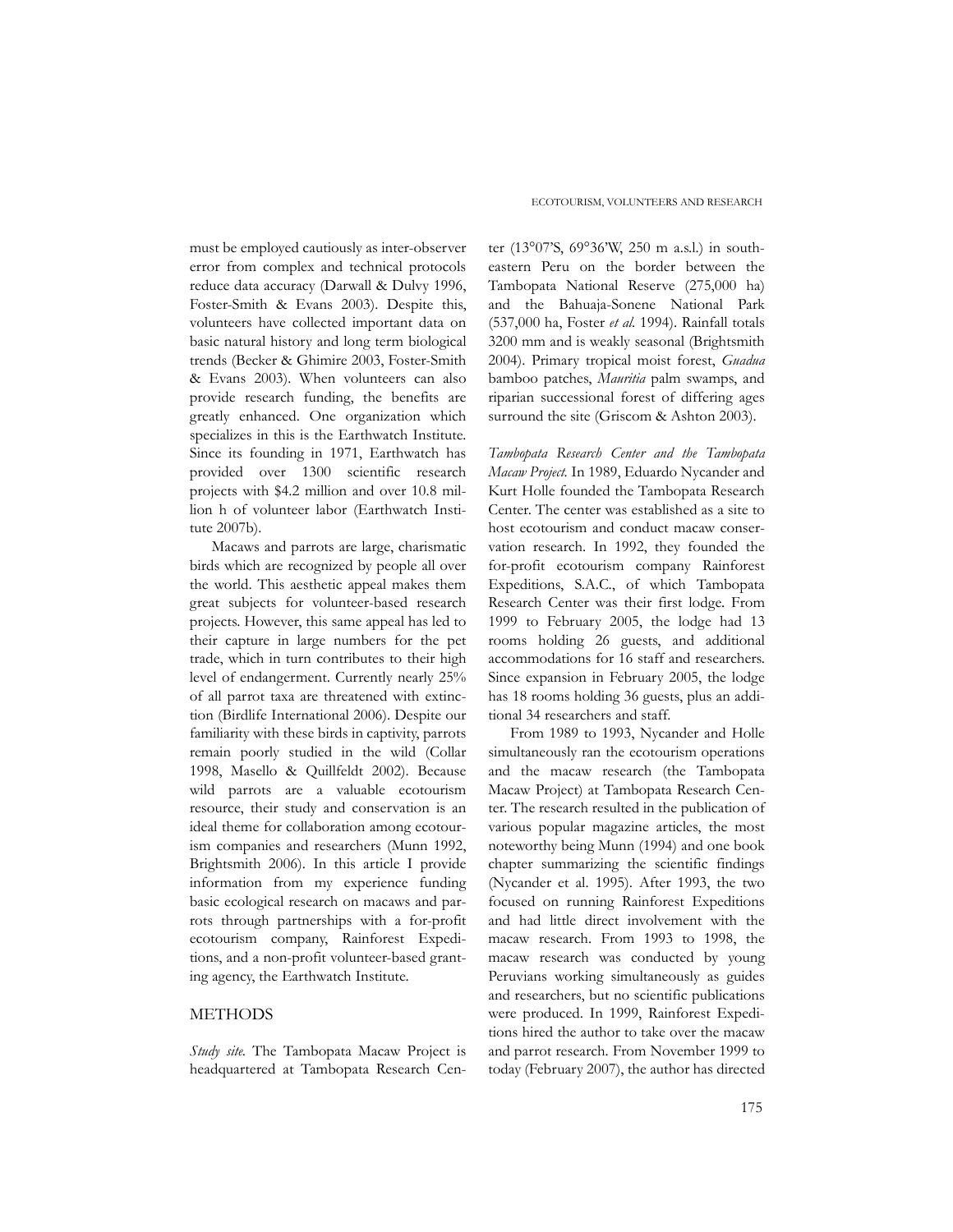must be employed cautiously as inter-observer error from complex and technical protocols reduce data accuracy (Darwall & Dulvy 1996, Foster-Smith & Evans 2003). Despite this, volunteers have collected important data on basic natural history and long term biological trends (Becker & Ghimire 2003, Foster-Smith & Evans 2003). When volunteers can also provide research funding, the benefits are greatly enhanced. One organization which specializes in this is the Earthwatch Institute. Since its founding in 1971, Earthwatch has provided over 1300 scientific research projects with $4.2 million and over 10.8 million h of volunteer labor (Earthwatch Institute 2007b).

Macaws and parrots are large, charismatic birds which are recognized by people all over the world. This aesthetic appeal makes them great subjects for volunteer-based research projects. However, this same appeal has led to their capture in large numbers for the pet trade, which in turn contributes to their high level of endangerment. Currently nearly 25% of all parrot taxa are threatened with extinction (Birdlife International 2006). Despite our familiarity with these birds in captivity, parrots remain poorly studied in the wild (Collar 1998, Masello & Quillfeldt 2002). Because wild parrots are a valuable ecotourism resource, their study and conservation is an ideal theme for collaboration among ecotourism companies and researchers (Munn 1992, Brightsmith 2006). In this article I provide information from my experience funding basic ecological research on macaws and parrots through partnerships with a for-profit ecotourism company, Rainforest Expeditions, and a non-profit volunteer-based granting agency, the Earthwatch Institute.

## METHODS

*Study site.* The Tambopata Macaw Project is headquartered at Tambopata Research Center (13°07'S, 69°36'W, 250 m a.s.l.) in southeastern Peru on the border between the Tambopata National Reserve (275,000 ha) and the Bahuaja-Sonene National Park (537,000 ha, Foster *et al.* 1994). Rainfall totals 3200 mm and is weakly seasonal (Brightsmith 2004). Primary tropical moist forest, *Guadua* bamboo patches, *Mauritia* palm swamps, and riparian successional forest of differing ages surround the site (Griscom & Ashton 2003).

*Tambopata Research Center and the Tambopata Macaw Project.* In 1989, Eduardo Nycander and Kurt Holle founded the Tambopata Research Center. The center was established as a site to host ecotourism and conduct macaw conservation research. In 1992, they founded the for-profit ecotourism company Rainforest Expeditions, S.A.C., of which Tambopata Research Center was their first lodge. From 1999 to February 2005, the lodge had 13 rooms holding 26 guests, and additional accommodations for 16 staff and researchers. Since expansion in February 2005, the lodge has 18 rooms holding 36 guests, plus an additional 34 researchers and staff.

From 1989 to 1993, Nycander and Holle simultaneously ran the ecotourism operations and the macaw research (the Tambopata Macaw Project) at Tambopata Research Center. The research resulted in the publication of various popular magazine articles, the most noteworthy being Munn (1994) and one book chapter summarizing the scientific findings (Nycander et al. 1995). After 1993, the two focused on running Rainforest Expeditions and had little direct involvement with the macaw research. From 1993 to 1998, the macaw research was conducted by young Peruvians working simultaneously as guides and researchers, but no scientific publications were produced. In 1999, Rainforest Expeditions hired the author to take over the macaw and parrot research. From November 1999 to today (February 2007), the author has directed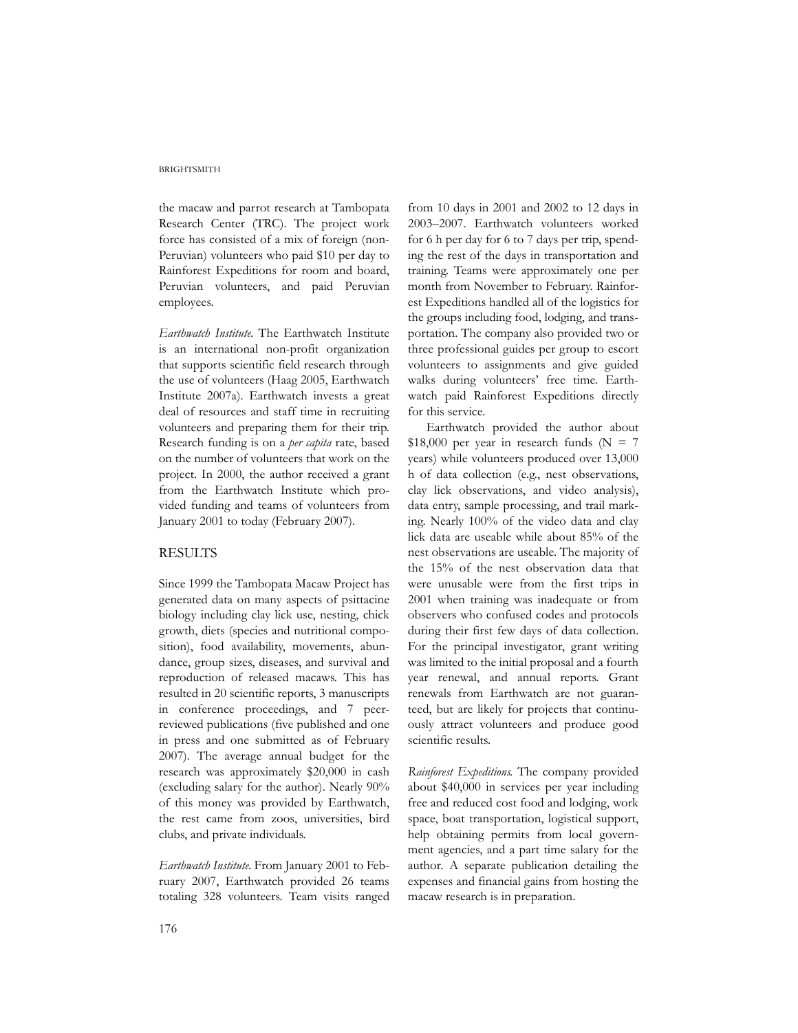the macaw and parrot research at Tambopata Research Center (TRC). The project work force has consisted of a mix of foreign (non-Peruvian) volunteers who paid $10 per day to Rainforest Expeditions for room and board, Peruvian volunteers, and paid Peruvian employees.

*Earthwatch Institute.* The Earthwatch Institute is an international non-profit organization that supports scientific field research through the use of volunteers (Haag 2005, Earthwatch Institute 2007a). Earthwatch invests a great deal of resources and staff time in recruiting volunteers and preparing them for their trip. Research funding is on a *per capita* rate, based on the number of volunteers that work on the project. In 2000, the author received a grant from the Earthwatch Institute which provided funding and teams of volunteers from January 2001 to today (February 2007).

## RESULTS

Since 1999 the Tambopata Macaw Project has generated data on many aspects of psittacine biology including clay lick use, nesting, chick growth, diets (species and nutritional composition), food availability, movements, abundance, group sizes, diseases, and survival and reproduction of released macaws. This has resulted in 20 scientific reports, 3 manuscripts in conference proceedings, and 7 peer-reviewed publications (five published and one in press and one submitted as of February 2007). The average annual budget for the research was approximately $20,000 in cash (excluding salary for the author). Nearly 90% of this money was provided by Earthwatch, the rest came from zoos, universities, bird clubs, and private individuals.

*Earthwatch Institute.* From January 2001 to February 2007, Earthwatch provided 26 teams totaling 328 volunteers. Team visits ranged from 10 days in 2001 and 2002 to 12 days in 2003–2007. Earthwatch volunteers worked for 6 h per day for 6 to 7 days per trip, spending the rest of the days in transportation and training. Teams were approximately one per month from November to February. Rainforest Expeditions handled all of the logistics for the groups including food, lodging, and transportation. The company also provided two or three professional guides per group to escort volunteers to assignments and give guided walks during volunteers' free time. Earthwatch paid Rainforest Expeditions directly for this service.

Earthwatch provided the author about $18,000 per year in research funds (N = 7 years) while volunteers produced over 13,000 h of data collection (e.g., nest observations, clay lick observations, and video analysis), data entry, sample processing, and trail marking. Nearly 100% of the video data and clay lick data are useable while about 85% of the nest observations are useable. The majority of the 15% of the nest observation data that were unusable were from the first trips in 2001 when training was inadequate or from observers who confused codes and protocols during their first few days of data collection. For the principal investigator, grant writing was limited to the initial proposal and a fourth year renewal, and annual reports. Grant renewals from Earthwatch are not guaranteed, but are likely for projects that continuously attract volunteers and produce good scientific results.

*Rainforest Expeditions.* The company provided about $40,000 in services per year including free and reduced cost food and lodging, work space, boat transportation, logistical support, help obtaining permits from local government agencies, and a part time salary for the author. A separate publication detailing the expenses and financial gains from hosting the macaw research is in preparation.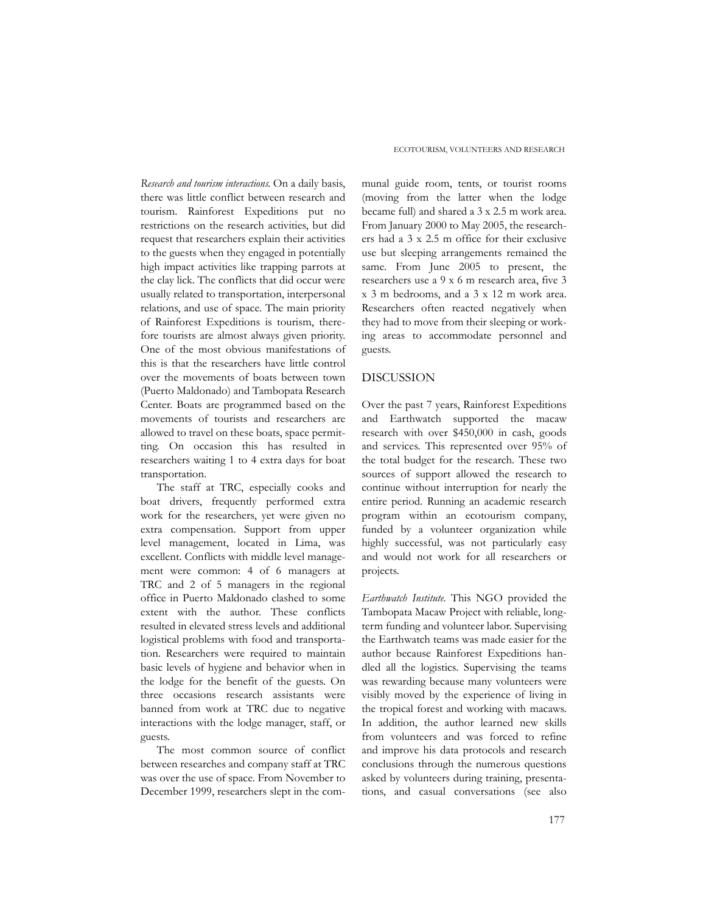*Research and tourism interactions.* On a daily basis, there was little conflict between research and tourism. Rainforest Expeditions put no restrictions on the research activities, but did request that researchers explain their activities to the guests when they engaged in potentially high impact activities like trapping parrots at the clay lick. The conflicts that did occur were usually related to transportation, interpersonal relations, and use of space. The main priority of Rainforest Expeditions is tourism, therefore tourists are almost always given priority. One of the most obvious manifestations of this is that the researchers have little control over the movements of boats between town (Puerto Maldonado) and Tambopata Research Center. Boats are programmed based on the movements of tourists and researchers are allowed to travel on these boats, space permitting. On occasion this has resulted in researchers waiting 1 to 4 extra days for boat transportation.

The staff at TRC, especially cooks and boat drivers, frequently performed extra work for the researchers, yet were given no extra compensation. Support from upper level management, located in Lima, was excellent. Conflicts with middle level management were common: 4 of 6 managers at TRC and 2 of 5 managers in the regional office in Puerto Maldonado clashed to some extent with the author. These conflicts resulted in elevated stress levels and additional logistical problems with food and transportation. Researchers were required to maintain basic levels of hygiene and behavior when in the lodge for the benefit of the guests. On three occasions research assistants were banned from work at TRC due to negative interactions with the lodge manager, staff, or guests.

The most common source of conflict between researches and company staff at TRC was over the use of space. From November to December 1999, researchers slept in the communal guide room, tents, or tourist rooms (moving from the latter when the lodge became full) and shared a 3 x 2.5 m work area. From January 2000 to May 2005, the researchers had a 3 x 2.5 m office for their exclusive use but sleeping arrangements remained the same. From June 2005 to present, the researchers use a 9 x 6 m research area, five 3 x 3 m bedrooms, and a 3 x 12 m work area. Researchers often reacted negatively when they had to move from their sleeping or working areas to accommodate personnel and guests.

## DISCUSSION

Over the past 7 years, Rainforest Expeditions and Earthwatch supported the macaw research with over $450,000 in cash, goods and services. This represented over 95% of the total budget for the research. These two sources of support allowed the research to continue without interruption for nearly the entire period. Running an academic research program within an ecotourism company, funded by a volunteer organization while highly successful, was not particularly easy and would not work for all researchers or projects.

*Earthwatch Institute.* This NGO provided the Tambopata Macaw Project with reliable, long-term funding and volunteer labor. Supervising the Earthwatch teams was made easier for the author because Rainforest Expeditions handled all the logistics. Supervising the teams was rewarding because many volunteers were visibly moved by the experience of living in the tropical forest and working with macaws. In addition, the author learned new skills from volunteers and was forced to refine and improve his data protocols and research conclusions through the numerous questions asked by volunteers during training, presentations, and casual conversations (see also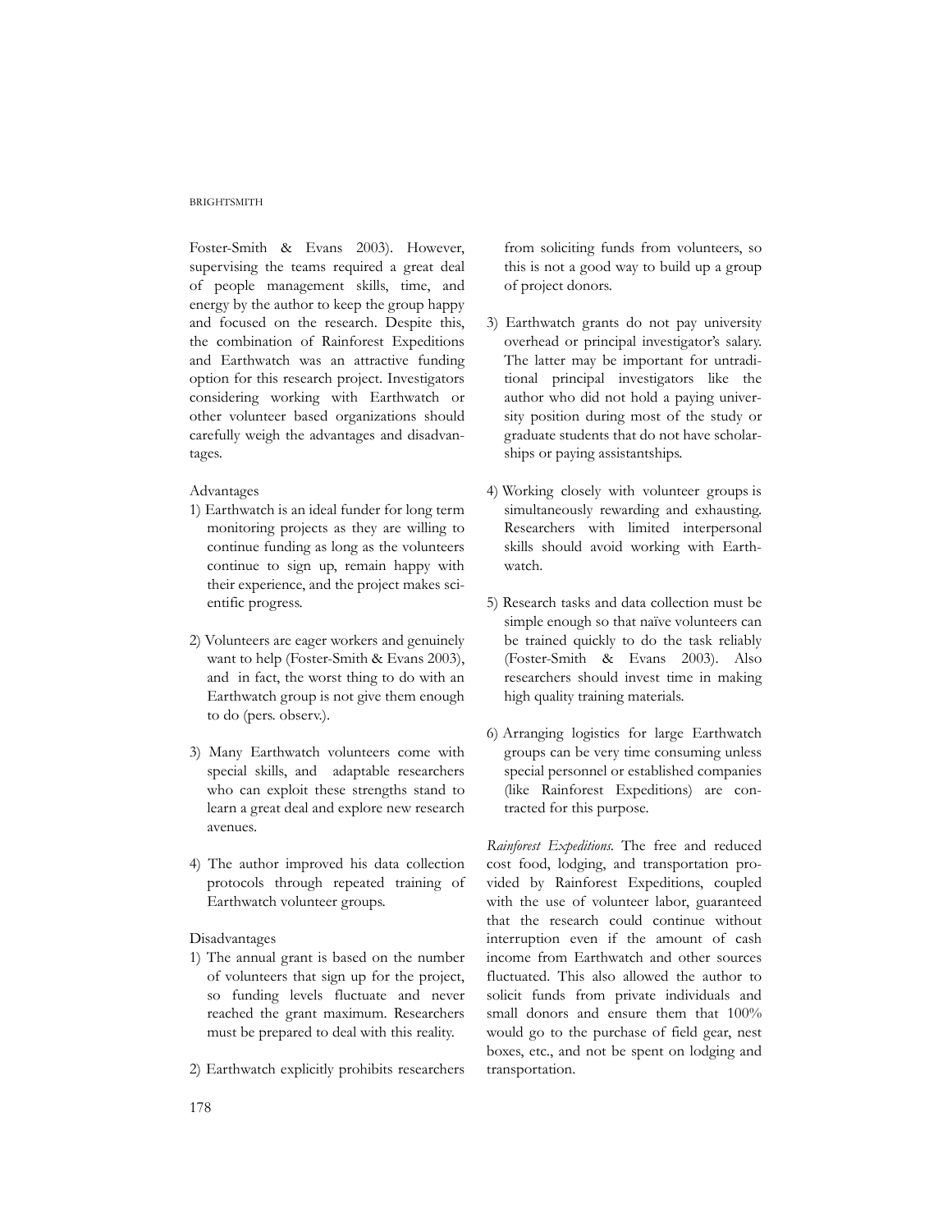Foster-Smith & Evans 2003). However, supervising the teams required a great deal of people management skills, time, and energy by the author to keep the group happy and focused on the research. Despite this, the combination of Rainforest Expeditions and Earthwatch was an attractive funding option for this research project. Investigators considering working with Earthwatch or other volunteer based organizations should carefully weigh the advantages and disadvantages.

Advantages

1) Earthwatch is an ideal funder for long term monitoring projects as they are willing to continue funding as long as the volunteers continue to sign up, remain happy with their experience, and the project makes scientific progress.

2) Volunteers are eager workers and genuinely want to help (Foster-Smith & Evans 2003), and in fact, the worst thing to do with an Earthwatch group is not give them enough to do (pers. observ.).

3) Many Earthwatch volunteers come with special skills, and adaptable researchers who can exploit these strengths stand to learn a great deal and explore new research avenues.

4) The author improved his data collection protocols through repeated training of Earthwatch volunteer groups.

Disadvantages

1) The annual grant is based on the number of volunteers that sign up for the project, so funding levels fluctuate and never reached the grant maximum. Researchers must be prepared to deal with this reality.

2) Earthwatch explicitly prohibits researchers from soliciting funds from volunteers, so this is not a good way to build up a group of project donors.

3) Earthwatch grants do not pay university overhead or principal investigator's salary. The latter may be important for untraditional principal investigators like the author who did not hold a paying university position during most of the study or graduate students that do not have scholarships or paying assistantships.

4) Working closely with volunteer groups is simultaneously rewarding and exhausting. Researchers with limited interpersonal skills should avoid working with Earthwatch.

5) Research tasks and data collection must be simple enough so that naïve volunteers can be trained quickly to do the task reliably (Foster-Smith & Evans 2003). Also researchers should invest time in making high quality training materials.

6) Arranging logistics for large Earthwatch groups can be very time consuming unless special personnel or established companies (like Rainforest Expeditions) are contracted for this purpose.

*Rainforest Expeditions.* The free and reduced cost food, lodging, and transportation provided by Rainforest Expeditions, coupled with the use of volunteer labor, guaranteed that the research could continue without interruption even if the amount of cash income from Earthwatch and other sources fluctuated. This also allowed the author to solicit funds from private individuals and small donors and ensure them that 100% would go to the purchase of field gear, nest boxes, etc., and not be spent on lodging and transportation.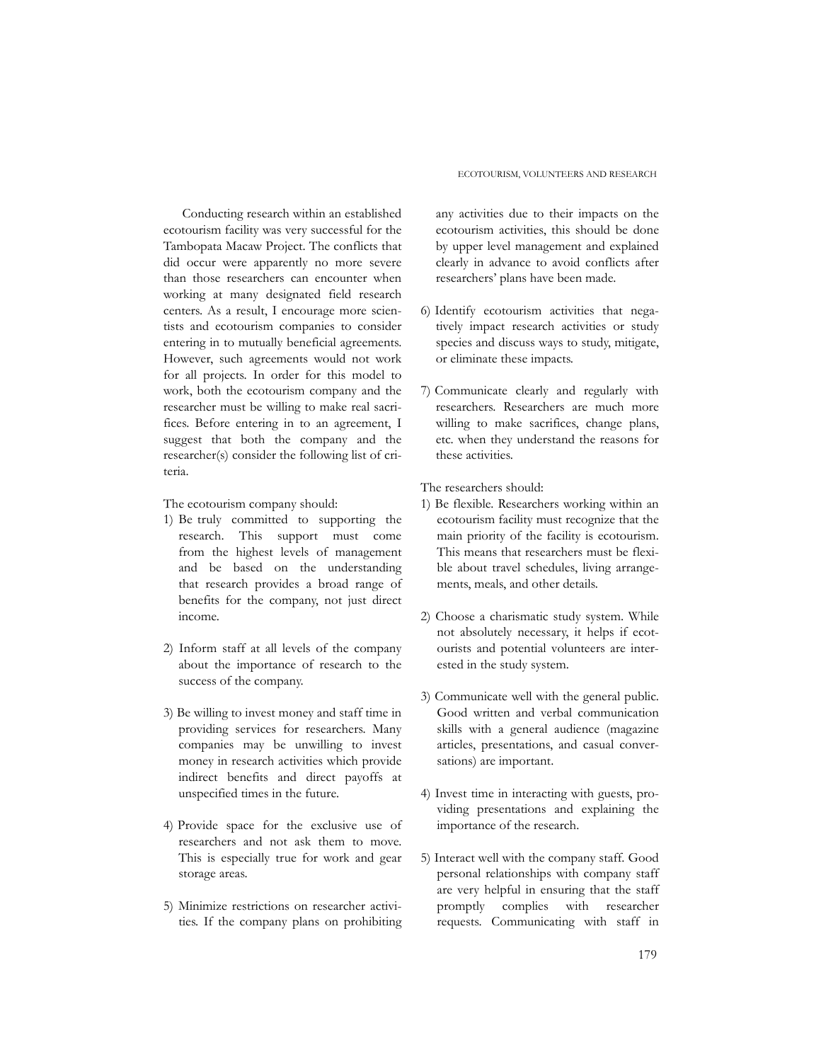Conducting research within an established ecotourism facility was very successful for the Tambopata Macaw Project. The conflicts that did occur were apparently no more severe than those researchers can encounter when working at many designated field research centers. As a result, I encourage more scientists and ecotourism companies to consider entering in to mutually beneficial agreements. However, such agreements would not work for all projects. In order for this model to work, both the ecotourism company and the researcher must be willing to make real sacrifices. Before entering in to an agreement, I suggest that both the company and the researcher(s) consider the following list of criteria.

The ecotourism company should:

1) Be truly committed to supporting the research. This support must come from the highest levels of management and be based on the understanding that research provides a broad range of benefits for the company, not just direct income.

2) Inform staff at all levels of the company about the importance of research to the success of the company.

3) Be willing to invest money and staff time in providing services for researchers. Many companies may be unwilling to invest money in research activities which provide indirect benefits and direct payoffs at unspecified times in the future.

4) Provide space for the exclusive use of researchers and not ask them to move. This is especially true for work and gear storage areas.

5) Minimize restrictions on researcher activities. If the company plans on prohibiting any activities due to their impacts on the ecotourism activities, this should be done by upper level management and explained clearly in advance to avoid conflicts after researchers' plans have been made.

6) Identify ecotourism activities that negatively impact research activities or study species and discuss ways to study, mitigate, or eliminate these impacts.

7) Communicate clearly and regularly with researchers. Researchers are much more willing to make sacrifices, change plans, etc. when they understand the reasons for these activities.

The researchers should:

1) Be flexible. Researchers working within an ecotourism facility must recognize that the main priority of the facility is ecotourism. This means that researchers must be flexible about travel schedules, living arrangements, meals, and other details.

2) Choose a charismatic study system. While not absolutely necessary, it helps if ecotourists and potential volunteers are interested in the study system.

3) Communicate well with the general public. Good written and verbal communication skills with a general audience (magazine articles, presentations, and casual conversations) are important.

4) Invest time in interacting with guests, providing presentations and explaining the importance of the research.

5) Interact well with the company staff. Good personal relationships with company staff are very helpful in ensuring that the staff promptly complies with researcher requests. Communicating with staff in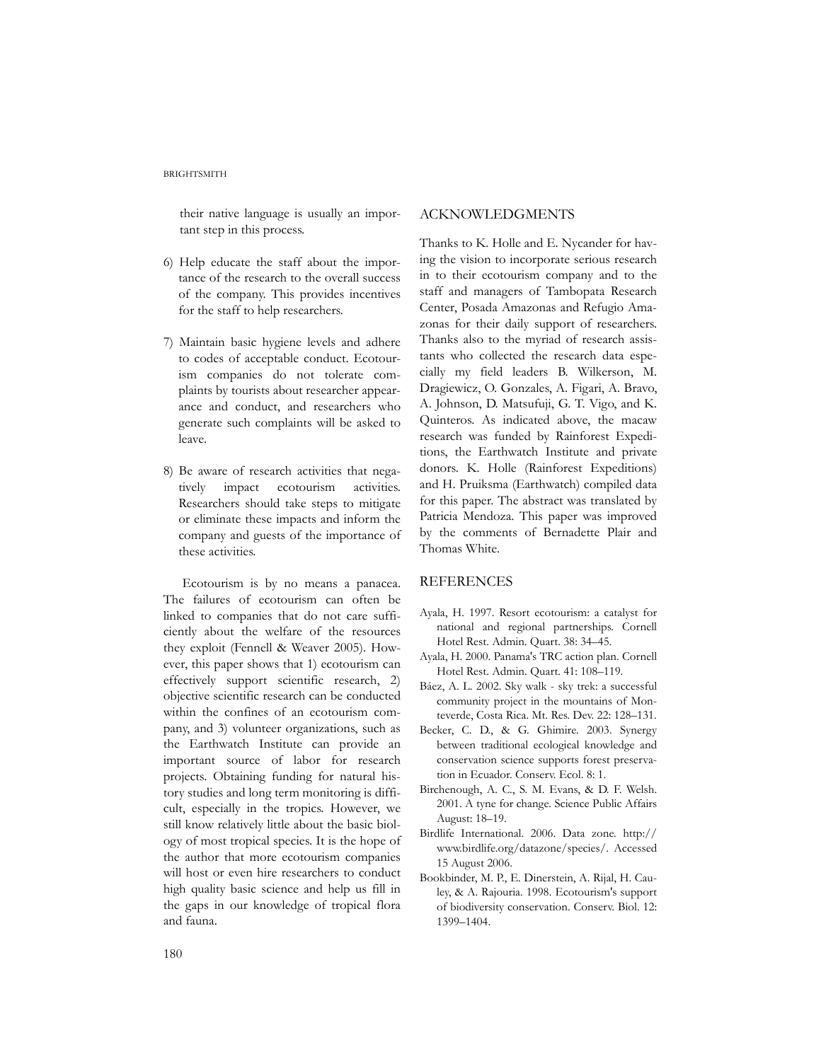their native language is usually an important step in this process.

6) Help educate the staff about the importance of the research to the overall success of the company. This provides incentives for the staff to help researchers.

7) Maintain basic hygiene levels and adhere to codes of acceptable conduct. Ecotourism companies do not tolerate complaints by tourists about researcher appearance and conduct, and researchers who generate such complaints will be asked to leave.

8) Be aware of research activities that negatively impact ecotourism activities. Researchers should take steps to mitigate or eliminate these impacts and inform the company and guests of the importance of these activities.

Ecotourism is by no means a panacea. The failures of ecotourism can often be linked to companies that do not care sufficiently about the welfare of the resources they exploit (Fennell & Weaver 2005). However, this paper shows that 1) ecotourism can effectively support scientific research, 2) objective scientific research can be conducted within the confines of an ecotourism company, and 3) volunteer organizations, such as the Earthwatch Institute can provide an important source of labor for research projects. Obtaining funding for natural history studies and long term monitoring is difficult, especially in the tropics. However, we still know relatively little about the basic biology of most tropical species. It is the hope of the author that more ecotourism companies will host or even hire researchers to conduct high quality basic science and help us fill in the gaps in our knowledge of tropical flora and fauna.

## ACKNOWLEDGMENTS

Thanks to K. Holle and E. Nycander for having the vision to incorporate serious research in to their ecotourism company and to the staff and managers of Tambopata Research Center, Posada Amazonas and Refugio Amazonas for their daily support of researchers. Thanks also to the myriad of research assistants who collected the research data especially my field leaders B. Wilkerson, M. Dragiewicz, O. Gonzales, A. Figari, A. Bravo, A. Johnson, D. Matsufuji, G. T. Vigo, and K. Quinteros. As indicated above, the macaw research was funded by Rainforest Expeditions, the Earthwatch Institute and private donors. K. Holle (Rainforest Expeditions) and H. Pruiksma (Earthwatch) compiled data for this paper. The abstract was translated by Patricia Mendoza. This paper was improved by the comments of Bernadette Plair and Thomas White.

## REFERENCES

Ayala, H. 1997. Resort ecotourism: a catalyst for national and regional partnerships. Cornell Hotel Rest. Admin. Quart. 38: 34–45.

Ayala, H. 2000. Panama's TRC action plan. Cornell Hotel Rest. Admin. Quart. 41: 108–119.

Báez, A. L. 2002. Sky walk - sky trek: a successful community project in the mountains of Monteverde, Costa Rica. Mt. Res. Dev. 22: 128–131.

Becker, C. D., & G. Ghimire. 2003. Synergy between traditional ecological knowledge and conservation science supports forest preservation in Ecuador. Conserv. Ecol. 8: 1.

Birchenough, A. C., S. M. Evans, & D. F. Welsh. 2001. A tyne for change. Science Public Affairs August: 18–19.

Birdlife International. 2006. Data zone. http://www.birdlife.org/datazone/species/. Accessed 15 August 2006.

Bookbinder, M. P., E. Dinerstein, A. Rijal, H. Cauley, & A. Rajouria. 1998. Ecotourism's support of biodiversity conservation. Conserv. Biol. 12: 1399–1404.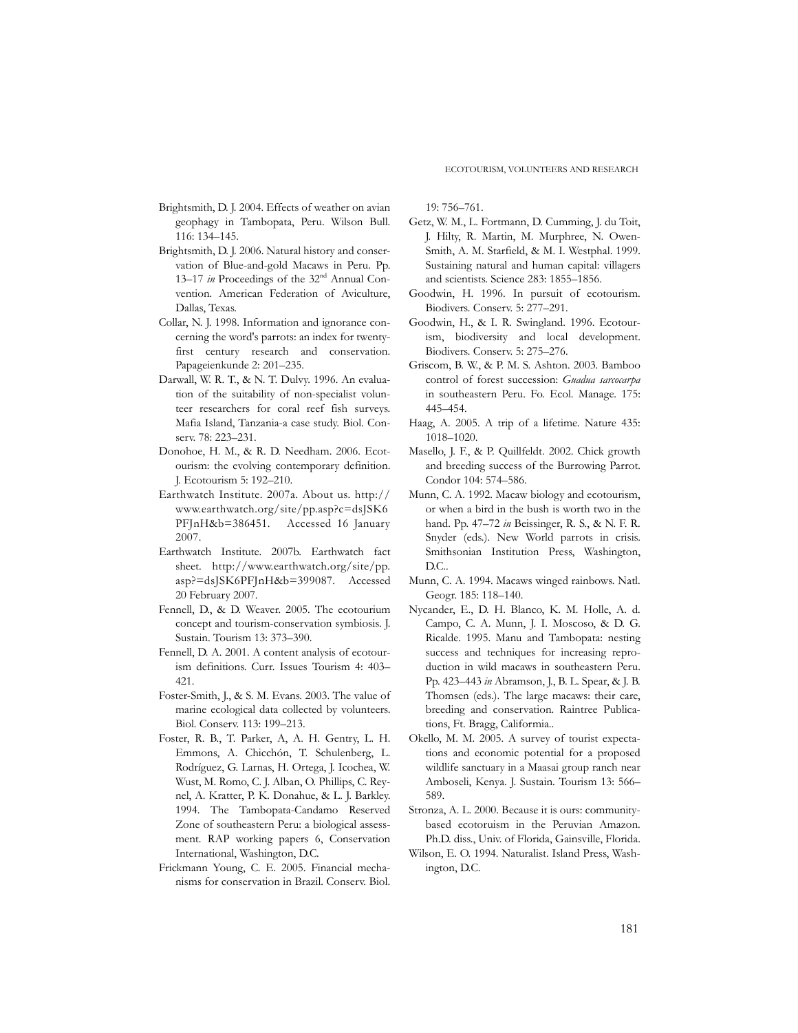Brightsmith, D. J. 2004. Effects of weather on avian geophagy in Tambopata, Peru. Wilson Bull. 116: 134–145.

Brightsmith, D. J. 2006. Natural history and conservation of Blue-and-gold Macaws in Peru. Pp. 13–17 *in* Proceedings of the 32nd Annual Convention. American Federation of Aviculture, Dallas, Texas.

Collar, N. J. 1998. Information and ignorance concerning the word's parrots: an index for twenty-first century research and conservation. Papageienkunde 2: 201–235.

Darwall, W. R. T., & N. T. Dulvy. 1996. An evaluation of the suitability of non-specialist volunteer researchers for coral reef fish surveys. Mafia Island, Tanzania-a case study. Biol. Conserv. 78: 223–231.

Donohoe, H. M., & R. D. Needham. 2006. Ecotourism: the evolving contemporary definition. J. Ecotourism 5: 192–210.

Earthwatch Institute. 2007a. About us. http://www.earthwatch.org/site/pp.asp?c=dsJSK6PFJnH&b=386451. Accessed 16 January 2007.

Earthwatch Institute. 2007b. Earthwatch fact sheet. http://www.earthwatch.org/site/pp.asp?=dsJSK6PFJnH&b=399087. Accessed 20 February 2007.

Fennell, D., & D. Weaver. 2005. The ecotourium concept and tourism-conservation symbiosis. J. Sustain. Tourism 13: 373–390.

Fennell, D. A. 2001. A content analysis of ecotourism definitions. Curr. Issues Tourism 4: 403–421.

Foster-Smith, J., & S. M. Evans. 2003. The value of marine ecological data collected by volunteers. Biol. Conserv. 113: 199–213.

Foster, R. B., T. Parker, A, A. H. Gentry, L. H. Emmons, A. Chicchón, T. Schulenberg, L. Rodríguez, G. Larnas, H. Ortega, J. Icochea, W. Wust, M. Romo, C. J. Alban, O. Phillips, C. Reynel, A. Kratter, P. K. Donahue, & L. J. Barkley. 1994. The Tambopata-Candamo Reserved Zone of southeastern Peru: a biological assessment. RAP working papers 6, Conservation International, Washington, D.C.

Frickmann Young, C. E. 2005. Financial mechanisms for conservation in Brazil. Conserv. Biol. 19: 756–761.

Getz, W. M., L. Fortmann, D. Cumming, J. du Toit, J. Hilty, R. Martin, M. Murphree, N. Owen-Smith, A. M. Starfield, & M. I. Westphal. 1999. Sustaining natural and human capital: villagers and scientists. Science 283: 1855–1856.

Goodwin, H. 1996. In pursuit of ecotourism. Biodivers. Conserv. 5: 277–291.

Goodwin, H., & I. R. Swingland. 1996. Ecotourism, biodiversity and local development. Biodivers. Conserv. 5: 275–276.

Griscom, B. W., & P. M. S. Ashton. 2003. Bamboo control of forest succession: *Guadua sarcocarpa* in southeastern Peru. Fo. Ecol. Manage. 175: 445–454.

Haag, A. 2005. A trip of a lifetime. Nature 435: 1018–1020.

Masello, J. F., & P. Quillfeldt. 2002. Chick growth and breeding success of the Burrowing Parrot. Condor 104: 574–586.

Munn, C. A. 1992. Macaw biology and ecotourism, or when a bird in the bush is worth two in the hand. Pp. 47–72 *in* Beissinger, R. S., & N. F. R. Snyder (eds.). New World parrots in crisis. Smithsonian Institution Press, Washington, D.C..

Munn, C. A. 1994. Macaws winged rainbows. Natl. Geogr. 185: 118–140.

Nycander, E., D. H. Blanco, K. M. Holle, A. d. Campo, C. A. Munn, J. I. Moscoso, & D. G. Ricalde. 1995. Manu and Tambopata: nesting success and techniques for increasing reproduction in wild macaws in southeastern Peru. Pp. 423–443 *in* Abramson, J., B. L. Spear, & J. B. Thomsen (eds.). The large macaws: their care, breeding and conservation. Raintree Publications, Ft. Bragg, California..

Okello, M. M. 2005. A survey of tourist expectations and economic potential for a proposed wildlife sanctuary in a Maasai group ranch near Amboseli, Kenya. J. Sustain. Tourism 13: 566–589.

Stronza, A. L. 2000. Because it is ours: community-based ecotoruism in the Peruvian Amazon. Ph.D. diss., Univ. of Florida, Gainsville, Florida.

Wilson, E. O. 1994. Naturalist. Island Press, Washington, D.C.